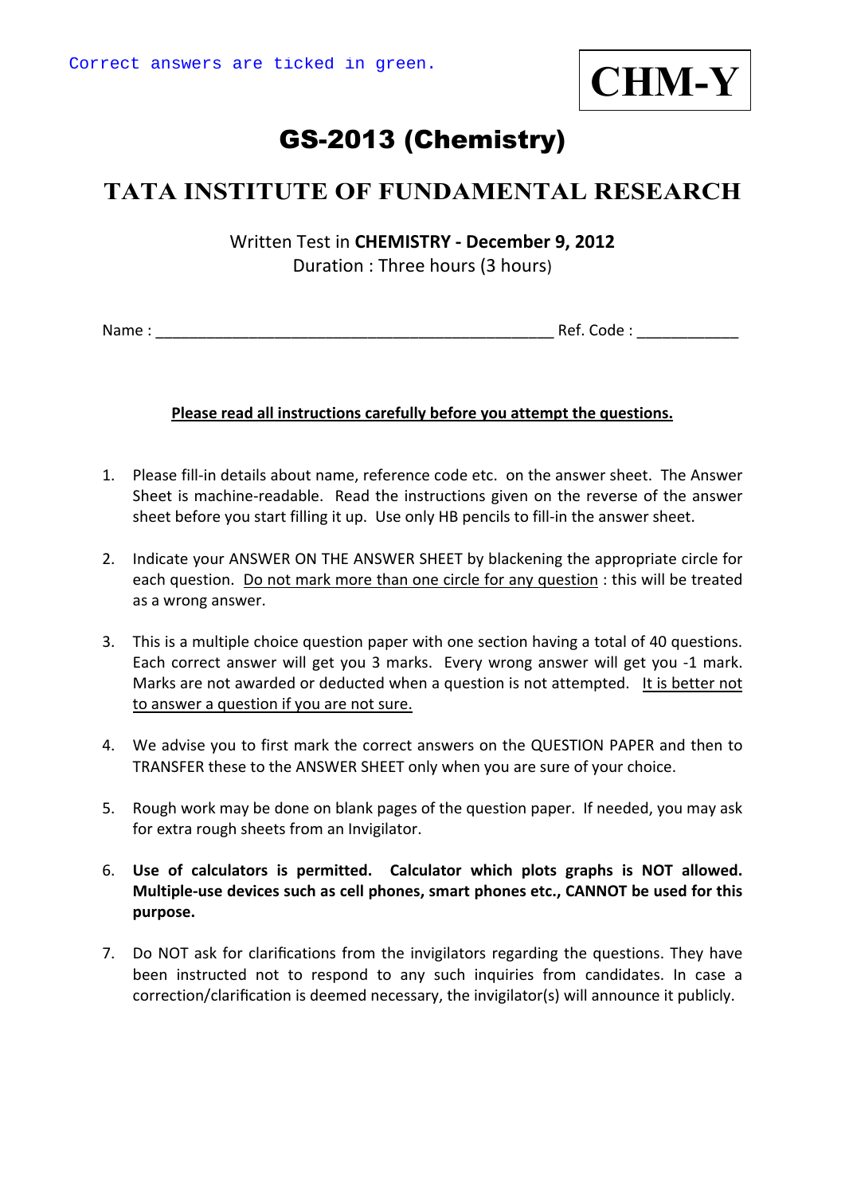Correct answers are ticked in green.

**CHM-Y**

# GS-2013 (Chemistry)

## TATA INSTITUTE OF FUNDAMENTAL RESEARCH

Written Test in **CHEMISTRY - December 9, 2012**
Duration : Three hours (3 hours)

Name : ________________________________________________ Ref. Code : ____________

**Please read all instructions carefully before you attempt the questions.**

1. Please fill-in details about name, reference code etc. on the answer sheet. The Answer Sheet is machine-readable. Read the instructions given on the reverse of the answer sheet before you start filling it up. Use only HB pencils to fill-in the answer sheet.

2. Indicate your ANSWER ON THE ANSWER SHEET by blackening the appropriate circle for each question. Do not mark more than one circle for any question : this will be treated as a wrong answer.

3. This is a multiple choice question paper with one section having a total of 40 questions. Each correct answer will get you 3 marks. Every wrong answer will get you -1 mark. Marks are not awarded or deducted when a question is not attempted. It is better not to answer a question if you are not sure.

4. We advise you to first mark the correct answers on the QUESTION PAPER and then to TRANSFER these to the ANSWER SHEET only when you are sure of your choice.

5. Rough work may be done on blank pages of the question paper. If needed, you may ask for extra rough sheets from an Invigilator.

6. **Use of calculators is permitted. Calculator which plots graphs is NOT allowed. Multiple-use devices such as cell phones, smart phones etc., CANNOT be used for this purpose.**

7. Do NOT ask for clarifications from the invigilators regarding the questions. They have been instructed not to respond to any such inquiries from candidates. In case a correction/clarification is deemed necessary, the invigilator(s) will announce it publicly.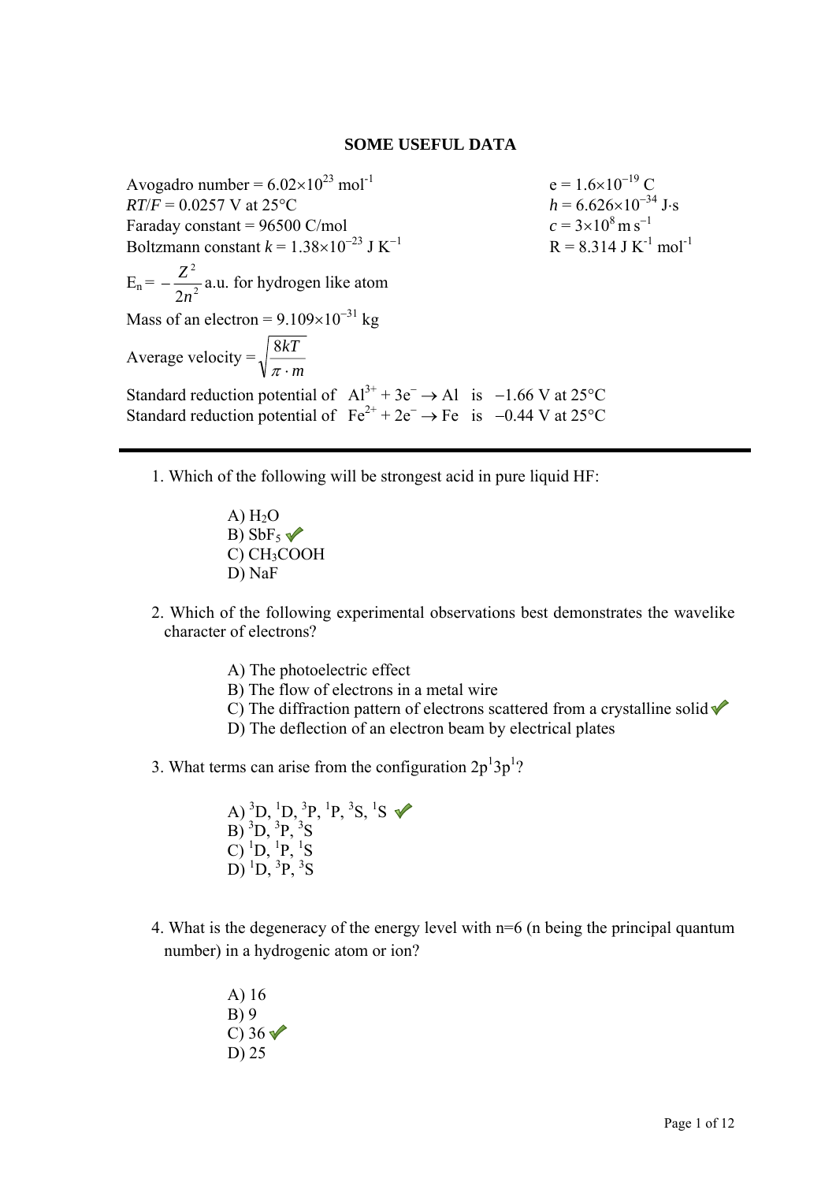## SOME USEFUL DATA

Avogadro number = $6.02 \times 10^{23}$ mol$^{-1}$

$RT/F$ = 0.0257 V at 25°C

Faraday constant = 96500 C/mol

Boltzmann constant $k = 1.38 \times 10^{-23}$ J K$^{-1}$

$e = 1.6 \times 10^{-19}$ C

$h = 6.626 \times 10^{-34}$ J·s

$c = 3 \times 10^{8}$ m s$^{-1}$

R = 8.314 J K$^{-1}$ mol$^{-1}$

$E_n = -\dfrac{Z^2}{2n^2}$ a.u. for hydrogen like atom

Mass of an electron = $9.109 \times 10^{-31}$ kg

Average velocity = $\sqrt{\dfrac{8kT}{\pi \cdot m}}$

Standard reduction potential of $Al^{3+} + 3e^- \rightarrow Al$ is $-1.66$ V at 25°C

Standard reduction potential of $Fe^{2+} + 2e^- \rightarrow Fe$ is $-0.44$ V at 25°C

---

1. Which of the following will be strongest acid in pure liquid HF:

   A) $H_2O$
   B) $SbF_5$ ✓
   C) $CH_3COOH$
   D) NaF

2. Which of the following experimental observations best demonstrates the wavelike character of electrons?

   A) The photoelectric effect
   B) The flow of electrons in a metal wire
   C) The diffraction pattern of electrons scattered from a crystalline solid ✓
   D) The deflection of an electron beam by electrical plates

3. What terms can arise from the configuration $2p^1 3p^1$?

   A) $^3D$, $^1D$, $^3P$, $^1P$, $^3S$, $^1S$ ✓
   B) $^3D$, $^3P$, $^3S$
   C) $^1D$, $^1P$, $^1S$
   D) $^1D$, $^3P$, $^3S$

4. What is the degeneracy of the energy level with n=6 (n being the principal quantum number) in a hydrogenic atom or ion?

   A) 16
   B) 9
   C) 36 ✓
   D) 25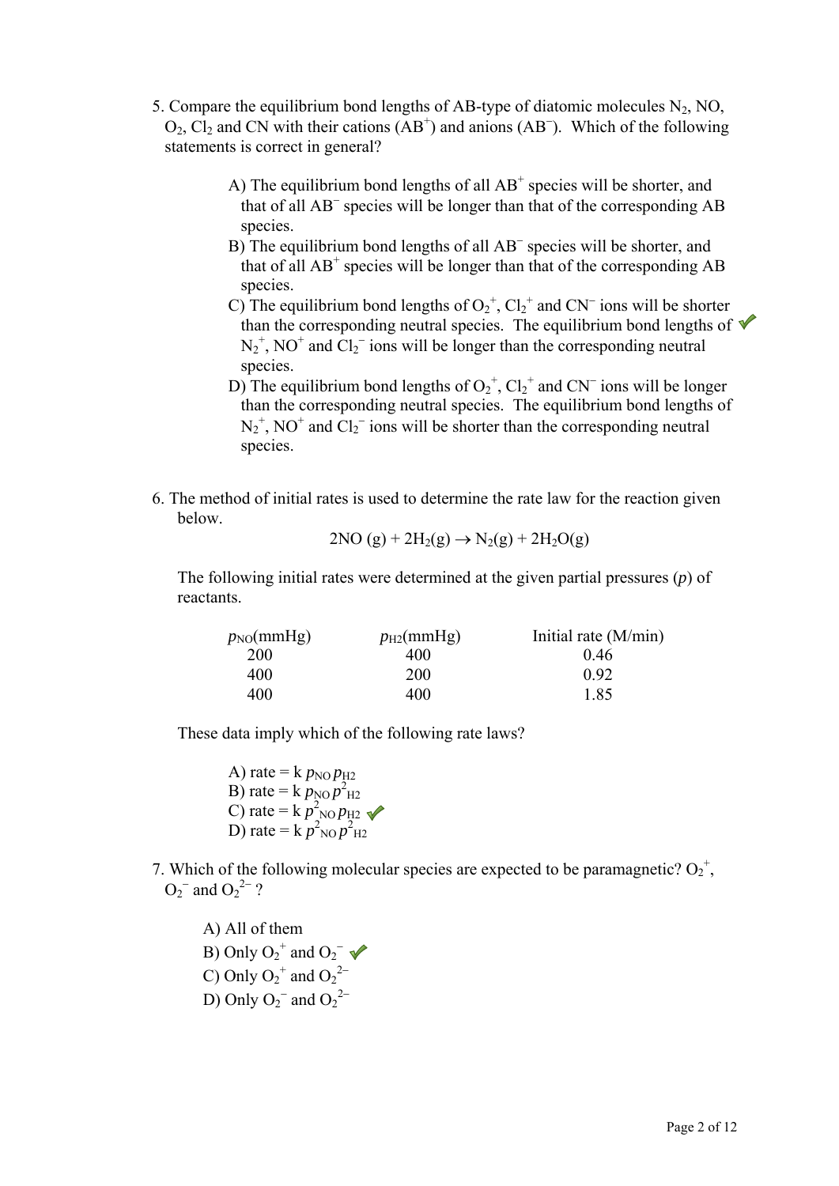5. Compare the equilibrium bond lengths of AB-type of diatomic molecules $N_2$, NO, $O_2$, $Cl_2$ and CN with their cations ($AB^+$) and anions ($AB^-$). Which of the following statements is correct in general?

A) The equilibrium bond lengths of all $AB^+$ species will be shorter, and that of all $AB^-$ species will be longer than that of the corresponding AB species.

B) The equilibrium bond lengths of all $AB^-$ species will be shorter, and that of all $AB^+$ species will be longer than that of the corresponding AB species.

C) The equilibrium bond lengths of $O_2^+$, $Cl_2^+$ and $CN^-$ ions will be shorter than the corresponding neutral species. The equilibrium bond lengths of $N_2^+$, $NO^+$ and $Cl_2^-$ ions will be longer than the corresponding neutral species. ✓

D) The equilibrium bond lengths of $O_2^+$, $Cl_2^+$ and $CN^-$ ions will be longer than the corresponding neutral species. The equilibrium bond lengths of $N_2^+$, $NO^+$ and $Cl_2^-$ ions will be shorter than the corresponding neutral species.

6. The method of initial rates is used to determine the rate law for the reaction given below.

$$2NO\,(g) + 2H_2(g) \rightarrow N_2(g) + 2H_2O(g)$$

The following initial rates were determined at the given partial pressures ($p$) of reactants.

| $p_{NO}$(mmHg) | $p_{H2}$(mmHg) | Initial rate (M/min) |
|---|---|---|
| 200 | 400 | 0.46 |
| 400 | 200 | 0.92 |
| 400 | 400 | 1.85 |

These data imply which of the following rate laws?

A) rate = k $p_{NO}\,p_{H2}$

B) rate = k $p_{NO}\,p^2_{H2}$

C) rate = k $p^2_{NO}\,p_{H2}$ ✓

D) rate = k $p^2_{NO}\,p^2_{H2}$

7. Which of the following molecular species are expected to be paramagnetic? $O_2^+$, $O_2^-$ and $O_2^{2-}$ ?

A) All of them

B) Only $O_2^+$ and $O_2^-$ ✓

C) Only $O_2^+$ and $O_2^{2-}$

D) Only $O_2^-$ and $O_2^{2-}$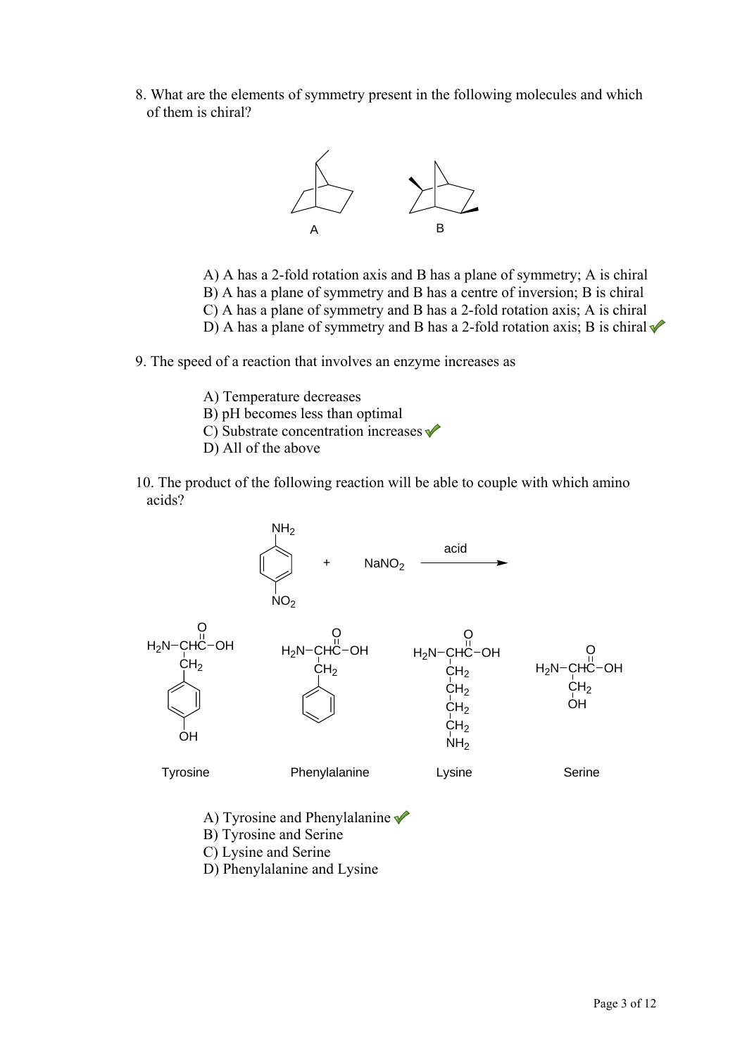8. What are the elements of symmetry present in the following molecules and which of them is chiral?

A B

A) A has a 2-fold rotation axis and B has a plane of symmetry; A is chiral
B) A has a plane of symmetry and B has a centre of inversion; B is chiral
C) A has a plane of symmetry and B has a 2-fold rotation axis; A is chiral
D) A has a plane of symmetry and B has a 2-fold rotation axis; B is chiral ✓

9. The speed of a reaction that involves an enzyme increases as

A) Temperature decreases
B) pH becomes less than optimal
C) Substrate concentration increases ✓
D) All of the above

10. The product of the following reaction will be able to couple with which amino acids?

$$p\text{-}NH_2C_6H_4NO_2 + NaNO_2 \xrightarrow{\text{acid}}$$

Tyrosine: $H_2N-CH(CH_2C_6H_4OH)-C(=O)-OH$

Phenylalanine: $H_2N-CH(CH_2C_6H_5)-C(=O)-OH$

Lysine: $H_2N-CH(CH_2CH_2CH_2CH_2NH_2)-C(=O)-OH$

Serine: $H_2N-CH(CH_2OH)-C(=O)-OH$

A) Tyrosine and Phenylalanine ✓
B) Tyrosine and Serine
C) Lysine and Serine
D) Phenylalanine and Lysine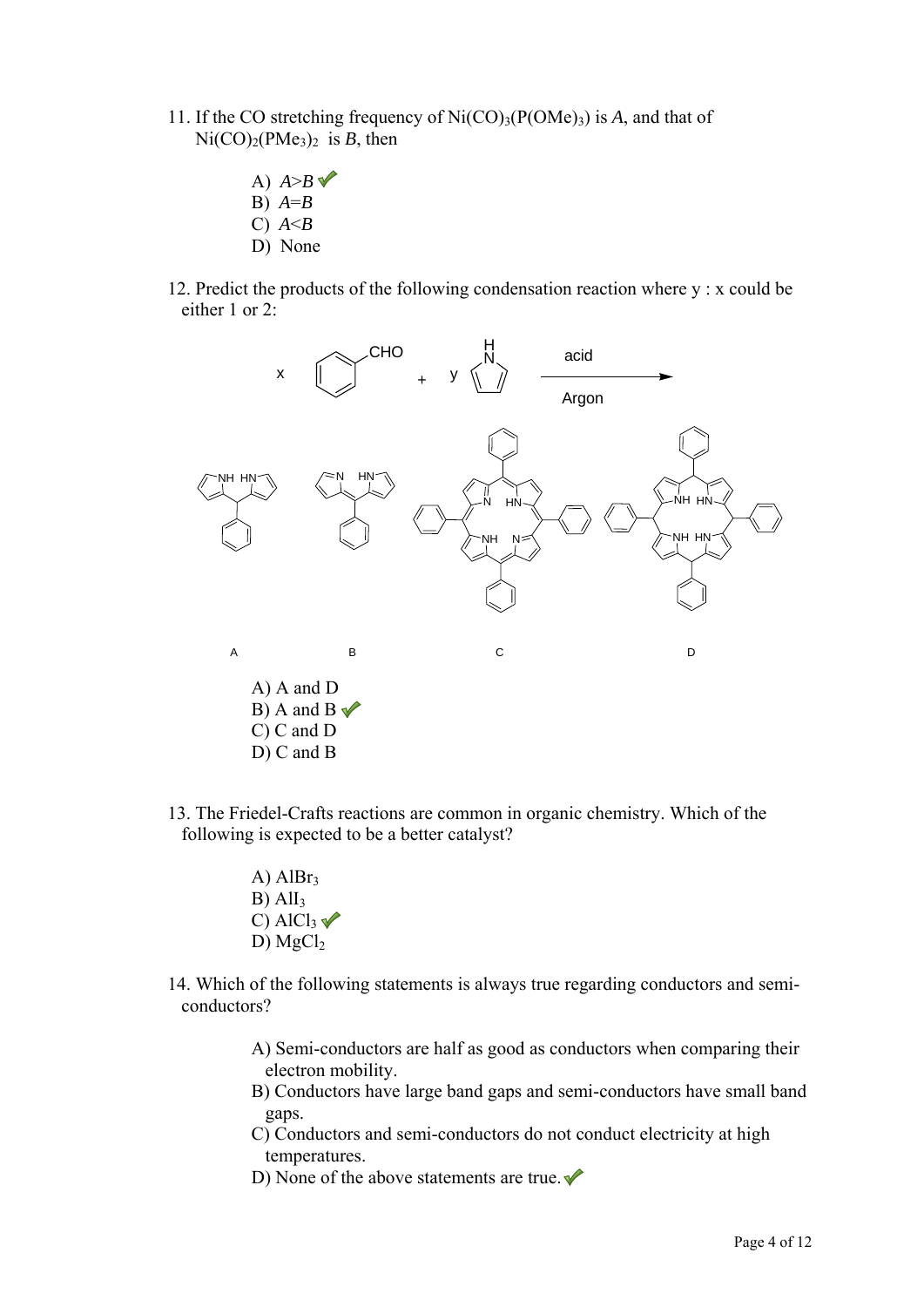11. If the CO stretching frequency of $Ni(CO)_3(P(OMe)_3)$ is *A*, and that of $Ni(CO)_2(PMe_3)_2$ is *B*, then

   A) *A*>*B* ✓
   B) *A*=*B*
   C) *A*<*B*
   D) None

12. Predict the products of the following condensation reaction where y : x could be either 1 or 2:

   x (benzaldehyde, CHO) + y (pyrrole) → (acid, Argon)

   A B C D

   A) A and D
   B) A and B ✓
   C) C and D
   D) C and B

13. The Friedel-Crafts reactions are common in organic chemistry. Which of the following is expected to be a better catalyst?

   A) $AlBr_3$
   B) $AlI_3$
   C) $AlCl_3$ ✓
   D) $MgCl_2$

14. Which of the following statements is always true regarding conductors and semi-conductors?

   A) Semi-conductors are half as good as conductors when comparing their electron mobility.
   B) Conductors have large band gaps and semi-conductors have small band gaps.
   C) Conductors and semi-conductors do not conduct electricity at high temperatures.
   D) None of the above statements are true. ✓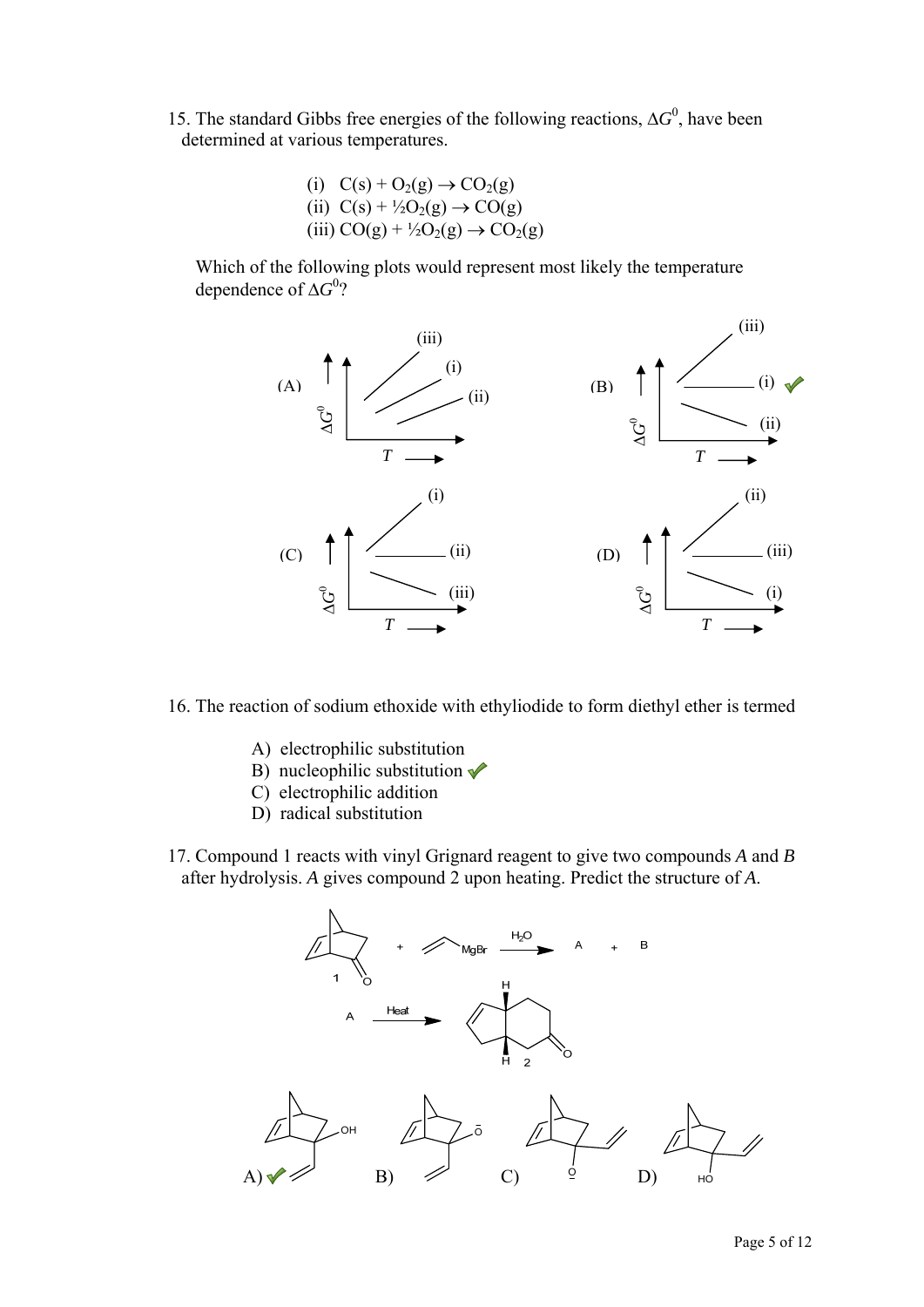15. The standard Gibbs free energies of the following reactions, $\Delta G^0$, have been determined at various temperatures.

(i) $C(s) + O_2(g) \rightarrow CO_2(g)$
(ii) $C(s) + ½O_2(g) \rightarrow CO(g)$
(iii) $CO(g) + ½O_2(g) \rightarrow CO_2(g)$

Which of the following plots would represent most likely the temperature dependence of $\Delta G^0$?

(A) (B) ✓ (C) (D)

16. The reaction of sodium ethoxide with ethyliodide to form diethyl ether is termed

A) electrophilic substitution
B) nucleophilic substitution ✓
C) electrophilic addition
D) radical substitution

17. Compound 1 reacts with vinyl Grignard reagent to give two compounds *A* and *B* after hydrolysis. *A* gives compound 2 upon heating. Predict the structure of *A*.

A) ✓ B) C) D)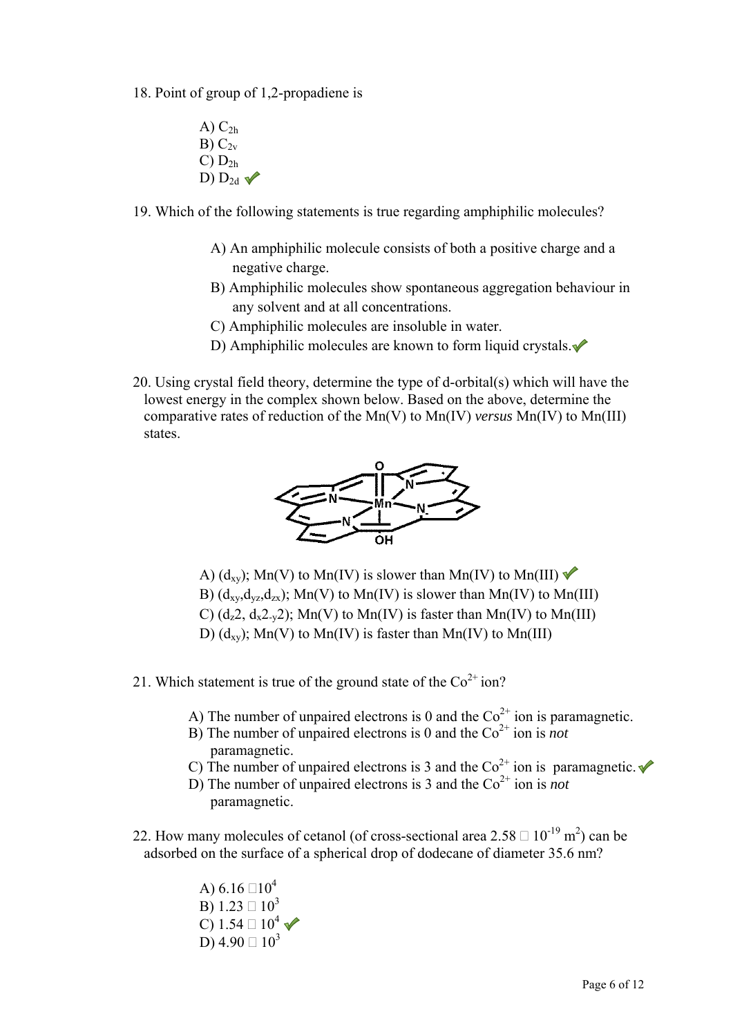18. Point of group of 1,2-propadiene is

A) $C_{2h}$
B) $C_{2v}$
C) $D_{2h}$
D) $D_{2d}$ ✔

19. Which of the following statements is true regarding amphiphilic molecules?

A) An amphiphilic molecule consists of both a positive charge and a negative charge.
B) Amphiphilic molecules show spontaneous aggregation behaviour in any solvent and at all concentrations.
C) Amphiphilic molecules are insoluble in water.
D) Amphiphilic molecules are known to form liquid crystals. ✔

20. Using crystal field theory, determine the type of d-orbital(s) which will have the lowest energy in the complex shown below. Based on the above, determine the comparative rates of reduction of the Mn(V) to Mn(IV) *versus* Mn(IV) to Mn(III) states.

A) ($d_{xy}$); Mn(V) to Mn(IV) is slower than Mn(IV) to Mn(III) ✔
B) ($d_{xy}$,$d_{yz}$,$d_{zx}$); Mn(V) to Mn(IV) is slower than Mn(IV) to Mn(III)
C) ($d_{z^2}$, $d_{x^2-y^2}$); Mn(V) to Mn(IV) is faster than Mn(IV) to Mn(III)
D) ($d_{xy}$); Mn(V) to Mn(IV) is faster than Mn(IV) to Mn(III)

21. Which statement is true of the ground state of the $Co^{2+}$ ion?

A) The number of unpaired electrons is 0 and the $Co^{2+}$ ion is paramagnetic.
B) The number of unpaired electrons is 0 and the $Co^{2+}$ ion is *not* paramagnetic.
C) The number of unpaired electrons is 3 and the $Co^{2+}$ ion is paramagnetic. ✔
D) The number of unpaired electrons is 3 and the $Co^{2+}$ ion is *not* paramagnetic.

22. How many molecules of cetanol (of cross-sectional area $2.58 \times 10^{-19}$ $m^2$) can be adsorbed on the surface of a spherical drop of dodecane of diameter 35.6 nm?

A) $6.16 \times 10^4$
B) $1.23 \times 10^3$
C) $1.54 \times 10^4$ ✔
D) $4.90 \times 10^3$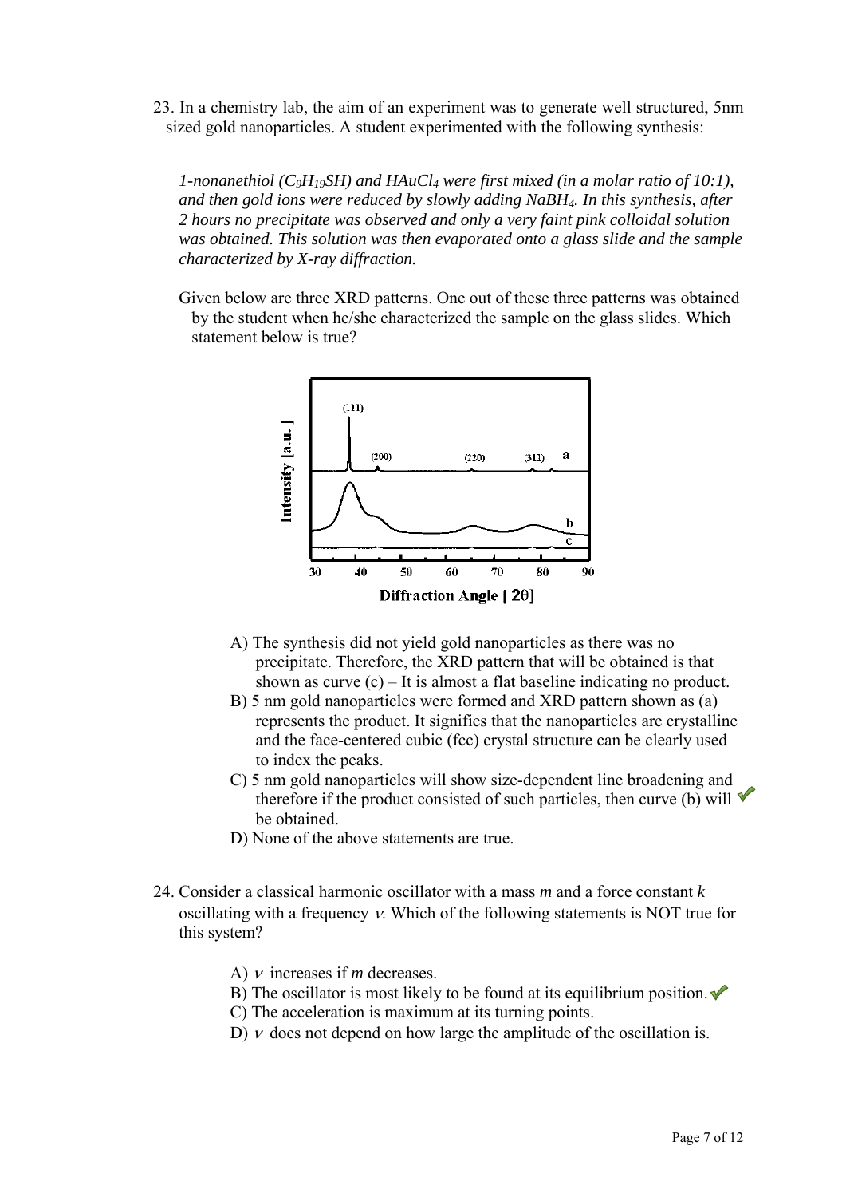23. In a chemistry lab, the aim of an experiment was to generate well structured, 5nm sized gold nanoparticles. A student experimented with the following synthesis:

*1-nonanethiol ($C_9H_{19}SH$) and $HAuCl_4$ were first mixed (in a molar ratio of 10:1), and then gold ions were reduced by slowly adding $NaBH_4$. In this synthesis, after 2 hours no precipitate was observed and only a very faint pink colloidal solution was obtained. This solution was then evaporated onto a glass slide and the sample characterized by X-ray diffraction.*

Given below are three XRD patterns. One out of these three patterns was obtained by the student when he/she characterized the sample on the glass slides. Which statement below is true?

A) The synthesis did not yield gold nanoparticles as there was no precipitate. Therefore, the XRD pattern that will be obtained is that shown as curve (c) – It is almost a flat baseline indicating no product.

B) 5 nm gold nanoparticles were formed and XRD pattern shown as (a) represents the product. It signifies that the nanoparticles are crystalline and the face-centered cubic (fcc) crystal structure can be clearly used to index the peaks.

C) 5 nm gold nanoparticles will show size-dependent line broadening and therefore if the product consisted of such particles, then curve (b) will be obtained. ✓

D) None of the above statements are true.

24. Consider a classical harmonic oscillator with a mass $m$ and a force constant $k$ oscillating with a frequency $\nu$. Which of the following statements is NOT true for this system?

A) $\nu$ increases if $m$ decreases.

B) The oscillator is most likely to be found at its equilibrium position. ✓

C) The acceleration is maximum at its turning points.

D) $\nu$ does not depend on how large the amplitude of the oscillation is.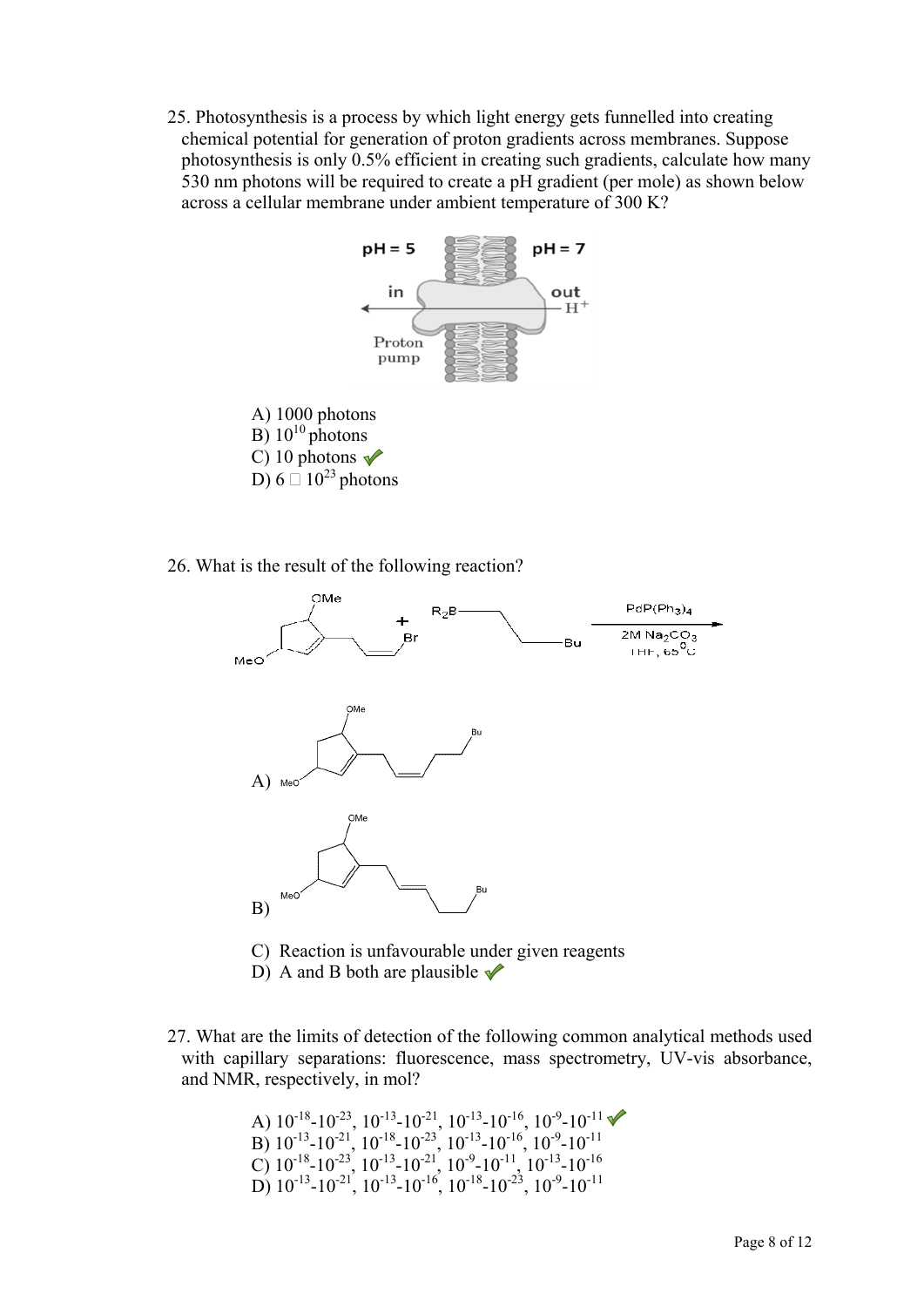25. Photosynthesis is a process by which light energy gets funnelled into creating chemical potential for generation of proton gradients across membranes. Suppose photosynthesis is only 0.5% efficient in creating such gradients, calculate how many 530 nm photons will be required to create a pH gradient (per mole) as shown below across a cellular membrane under ambient temperature of 300 K?

A) 1000 photons
B) $10^{10}$ photons
C) 10 photons ✓
D) 6 □ $10^{23}$ photons

26. What is the result of the following reaction?

A)

B)

C) Reaction is unfavourable under given reagents
D) A and B both are plausible ✓

27. What are the limits of detection of the following common analytical methods used with capillary separations: fluorescence, mass spectrometry, UV-vis absorbance, and NMR, respectively, in mol?

A) $10^{-18}$-$10^{-23}$, $10^{-13}$-$10^{-21}$, $10^{-13}$-$10^{-16}$, $10^{-9}$-$10^{-11}$ ✓
B) $10^{-13}$-$10^{-21}$, $10^{-18}$-$10^{-23}$, $10^{-13}$-$10^{-16}$, $10^{-9}$-$10^{-11}$
C) $10^{-18}$-$10^{-23}$, $10^{-13}$-$10^{-21}$, $10^{-9}$-$10^{-11}$, $10^{-13}$-$10^{-16}$
D) $10^{-13}$-$10^{-21}$, $10^{-13}$-$10^{-16}$, $10^{-18}$-$10^{-23}$, $10^{-9}$-$10^{-11}$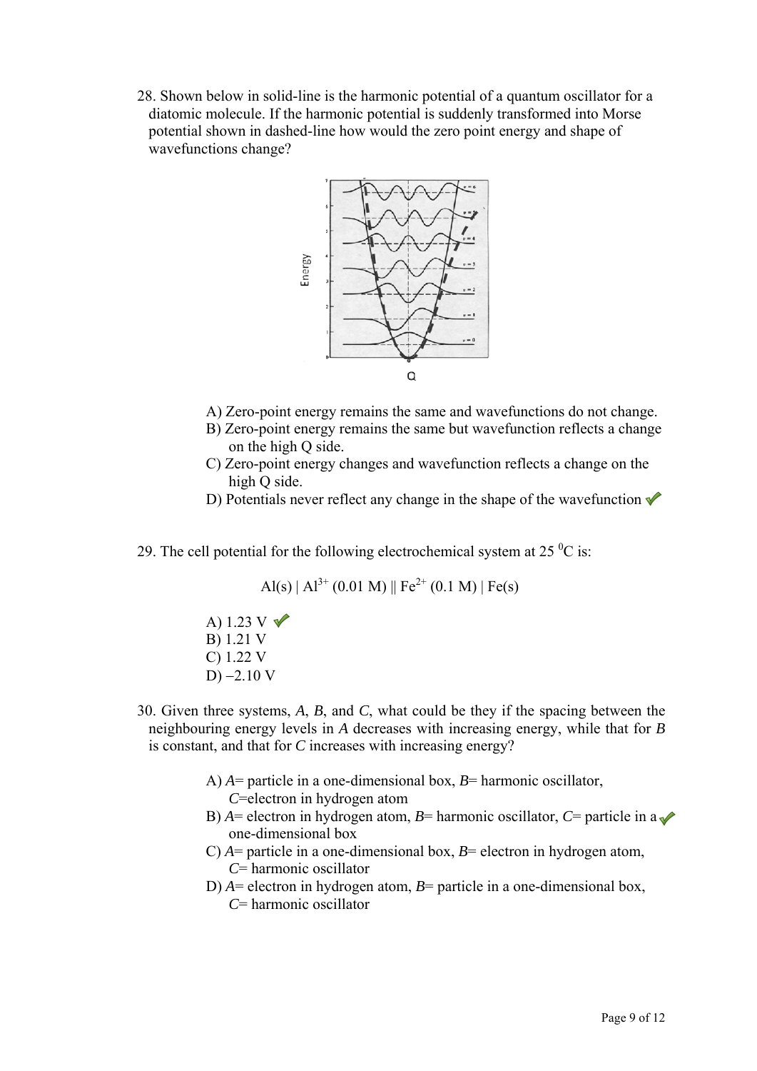28. Shown below in solid-line is the harmonic potential of a quantum oscillator for a diatomic molecule. If the harmonic potential is suddenly transformed into Morse potential shown in dashed-line how would the zero point energy and shape of wavefunctions change?

A) Zero-point energy remains the same and wavefunctions do not change.
B) Zero-point energy remains the same but wavefunction reflects a change on the high Q side.
C) Zero-point energy changes and wavefunction reflects a change on the high Q side.
D) Potentials never reflect any change in the shape of the wavefunction ✓

29. The cell potential for the following electrochemical system at 25 $^0$C is:

$$Al(s) \mid Al^{3+} (0.01\ M) \parallel Fe^{2+} (0.1\ M) \mid Fe(s)$$

A) 1.23 V ✓
B) 1.21 V
C) 1.22 V
D) –2.10 V

30. Given three systems, *A*, *B*, and *C*, what could be they if the spacing between the neighbouring energy levels in *A* decreases with increasing energy, while that for *B* is constant, and that for *C* increases with increasing energy?

A) *A*= particle in a one-dimensional box, *B*= harmonic oscillator, *C*=electron in hydrogen atom
B) *A*= electron in hydrogen atom, *B*= harmonic oscillator, *C*= particle in a one-dimensional box ✓
C) *A*= particle in a one-dimensional box, *B*= electron in hydrogen atom, *C*= harmonic oscillator
D) *A*= electron in hydrogen atom, *B*= particle in a one-dimensional box, *C*= harmonic oscillator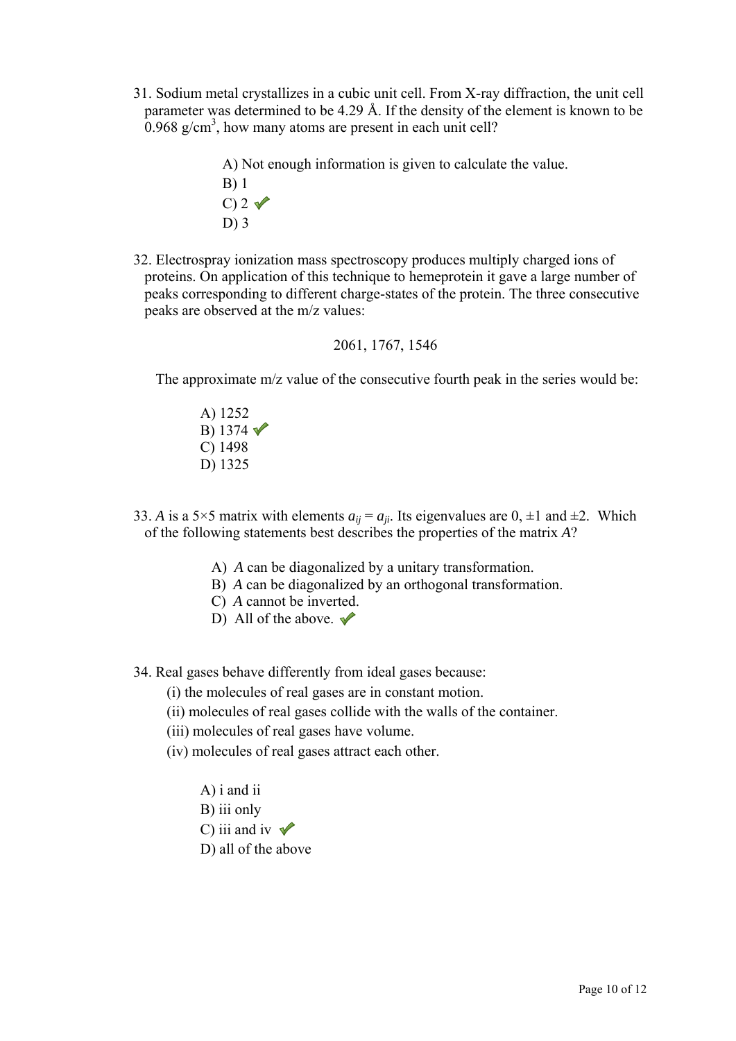31. Sodium metal crystallizes in a cubic unit cell. From X-ray diffraction, the unit cell parameter was determined to be 4.29 Å. If the density of the element is known to be 0.968 g/cm$^3$, how many atoms are present in each unit cell?

A) Not enough information is given to calculate the value.
B) 1
C) 2 ✓
D) 3

32. Electrospray ionization mass spectroscopy produces multiply charged ions of proteins. On application of this technique to hemeprotein it gave a large number of peaks corresponding to different charge-states of the protein. The three consecutive peaks are observed at the m/z values:

2061, 1767, 1546

The approximate m/z value of the consecutive fourth peak in the series would be:

A) 1252
B) 1374 ✓
C) 1498
D) 1325

33. $A$ is a 5×5 matrix with elements $a_{ij} = a_{ji}$. Its eigenvalues are 0, ±1 and ±2. Which of the following statements best describes the properties of the matrix $A$?

A) $A$ can be diagonalized by a unitary transformation.
B) $A$ can be diagonalized by an orthogonal transformation.
C) $A$ cannot be inverted.
D) All of the above. ✓

34. Real gases behave differently from ideal gases because:

(i) the molecules of real gases are in constant motion.
(ii) molecules of real gases collide with the walls of the container.
(iii) molecules of real gases have volume.
(iv) molecules of real gases attract each other.

A) i and ii
B) iii only
C) iii and iv ✓
D) all of the above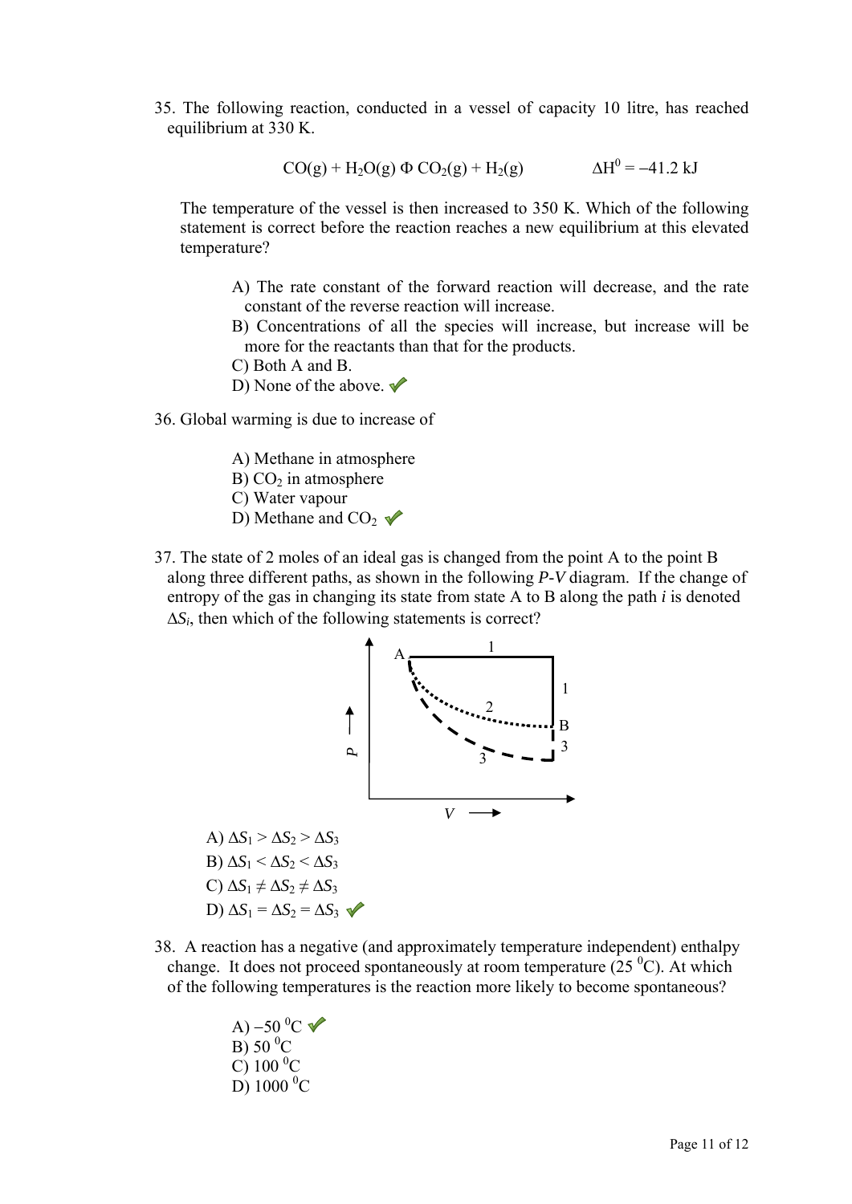35. The following reaction, conducted in a vessel of capacity 10 litre, has reached equilibrium at 330 K.

$$CO(g) + H_2O(g) \rightleftharpoons CO_2(g) + H_2(g) \qquad \Delta H^0 = -41.2 \text{ kJ}$$

The temperature of the vessel is then increased to 350 K. Which of the following statement is correct before the reaction reaches a new equilibrium at this elevated temperature?

A) The rate constant of the forward reaction will decrease, and the rate constant of the reverse reaction will increase.
B) Concentrations of all the species will increase, but increase will be more for the reactants than that for the products.
C) Both A and B.
D) None of the above. ✓

36. Global warming is due to increase of

A) Methane in atmosphere
B) $CO_2$ in atmosphere
C) Water vapour
D) Methane and $CO_2$ ✓

37. The state of 2 moles of an ideal gas is changed from the point A to the point B along three different paths, as shown in the following *P*-*V* diagram. If the change of entropy of the gas in changing its state from state A to B along the path *i* is denoted $\Delta S_i$, then which of the following statements is correct?

A) $\Delta S_1 > \Delta S_2 > \Delta S_3$
B) $\Delta S_1 < \Delta S_2 < \Delta S_3$
C) $\Delta S_1 \neq \Delta S_2 \neq \Delta S_3$
D) $\Delta S_1 = \Delta S_2 = \Delta S_3$ ✓

38. A reaction has a negative (and approximately temperature independent) enthalpy change. It does not proceed spontaneously at room temperature (25 $^0$C). At which of the following temperatures is the reaction more likely to become spontaneous?

A) $-50$ $^0$C ✓
B) 50 $^0$C
C) 100 $^0$C
D) 1000 $^0$C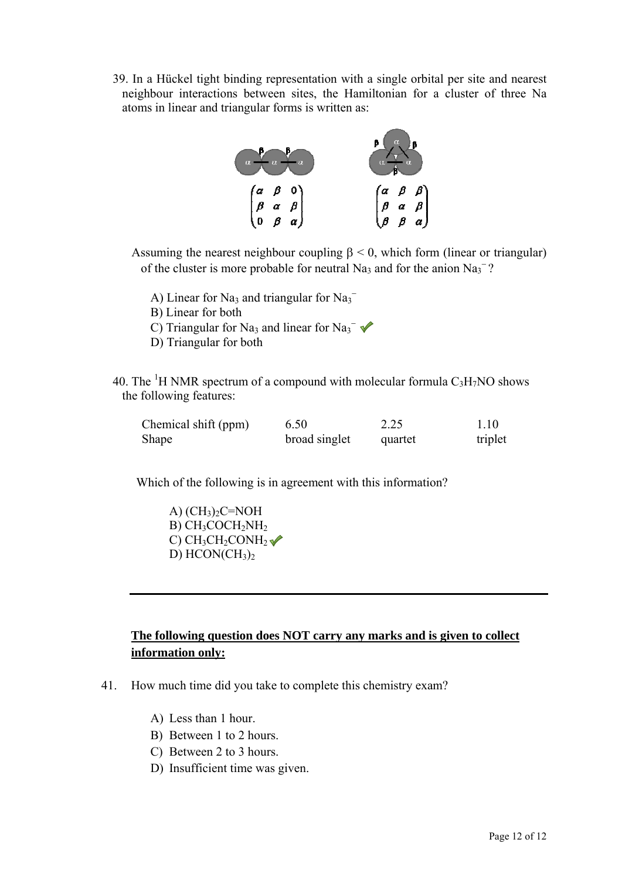39. In a Hückel tight binding representation with a single orbital per site and nearest neighbour interactions between sites, the Hamiltonian for a cluster of three Na atoms in linear and triangular forms is written as:

$$\begin{pmatrix} \alpha & \beta & 0 \\ \beta & \alpha & \beta \\ 0 & \beta & \alpha \end{pmatrix} \qquad \begin{pmatrix} \alpha & \beta & \beta \\ \beta & \alpha & \beta \\ \beta & \beta & \alpha \end{pmatrix}$$

Assuming the nearest neighbour coupling $\beta < 0$, which form (linear or triangular) of the cluster is more probable for neutral $Na_3$ and for the anion $Na_3^-$?

A) Linear for $Na_3$ and triangular for $Na_3^-$
B) Linear for both
C) Triangular for $Na_3$ and linear for $Na_3^-$ ✔
D) Triangular for both

40. The $^1$H NMR spectrum of a compound with molecular formula $C_3H_7NO$ shows the following features:

| | | | |
|---|---|---|---|
| Chemical shift (ppm) | 6.50 | 2.25 | 1.10 |
| Shape | broad singlet | quartet | triplet |

Which of the following is in agreement with this information?

A) $(CH_3)_2C{=}NOH$
B) $CH_3COCH_2NH_2$
C) $CH_3CH_2CONH_2$ ✔
D) $HCON(CH_3)_2$

---

**<u>The following question does NOT carry any marks and is given to collect information only:</u>**

41. How much time did you take to complete this chemistry exam?

A) Less than 1 hour.
B) Between 1 to 2 hours.
C) Between 2 to 3 hours.
D) Insufficient time was given.